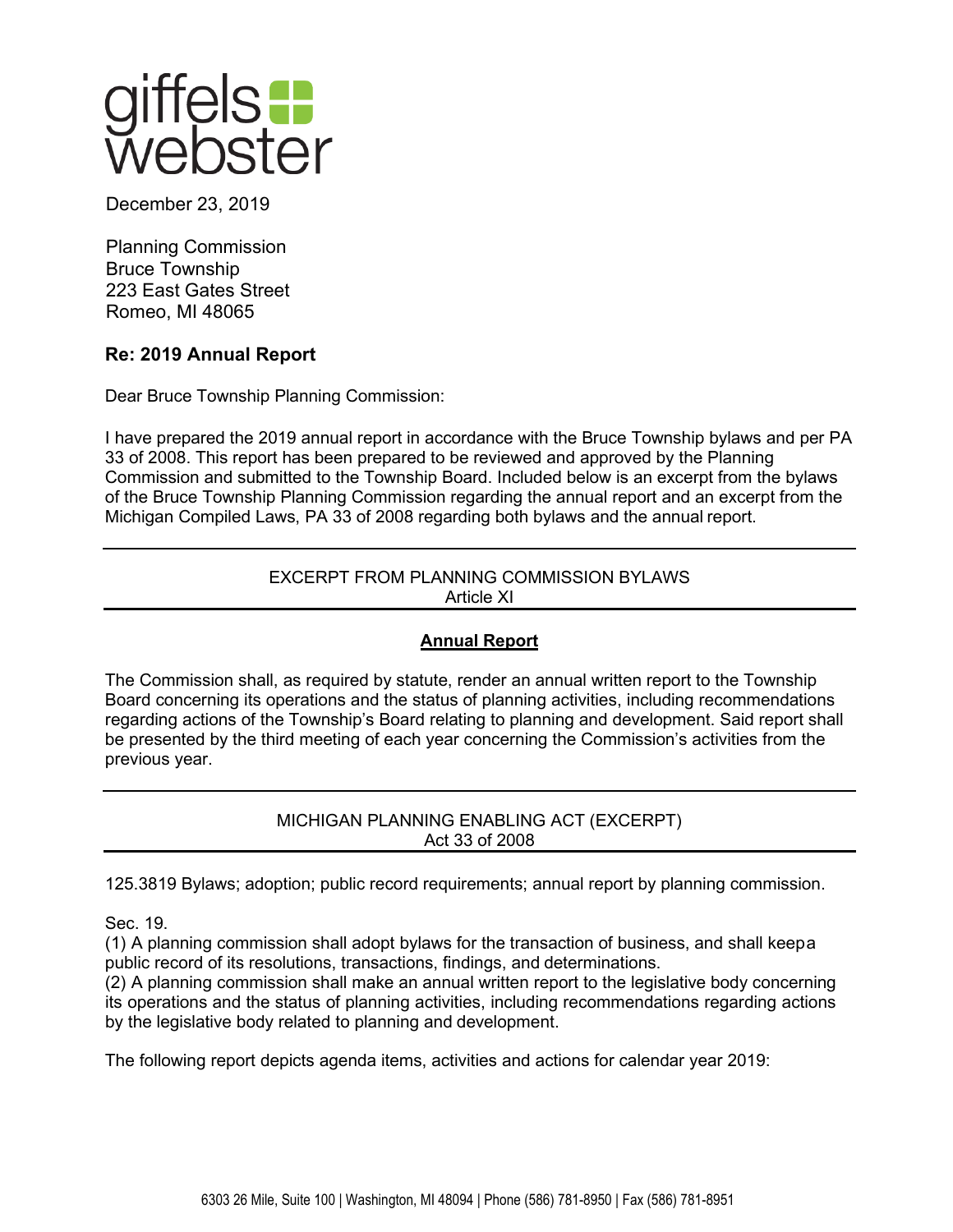giffels webster

December 23, 2019

Planning Commission
Bruce Township
223 East Gates Street
Romeo, MI 48065

**Re: 2019 Annual Report**

Dear Bruce Township Planning Commission:

I have prepared the 2019 annual report in accordance with the Bruce Township bylaws and per PA 33 of 2008. This report has been prepared to be reviewed and approved by the Planning Commission and submitted to the Township Board. Included below is an excerpt from the bylaws of the Bruce Township Planning Commission regarding the annual report and an excerpt from the Michigan Compiled Laws, PA 33 of 2008 regarding both bylaws and the annual report.

---

EXCERPT FROM PLANNING COMMISSION BYLAWS
Article XI

---

**Annual Report**

The Commission shall, as required by statute, render an annual written report to the Township Board concerning its operations and the status of planning activities, including recommendations regarding actions of the Township's Board relating to planning and development. Said report shall be presented by the third meeting of each year concerning the Commission's activities from the previous year.

---

MICHIGAN PLANNING ENABLING ACT (EXCERPT)
Act 33 of 2008

---

125.3819 Bylaws; adoption; public record requirements; annual report by planning commission.

Sec. 19.
(1) A planning commission shall adopt bylaws for the transaction of business, and shall keep a public record of its resolutions, transactions, findings, and determinations.
(2) A planning commission shall make an annual written report to the legislative body concerning its operations and the status of planning activities, including recommendations regarding actions by the legislative body related to planning and development.

The following report depicts agenda items, activities and actions for calendar year 2019: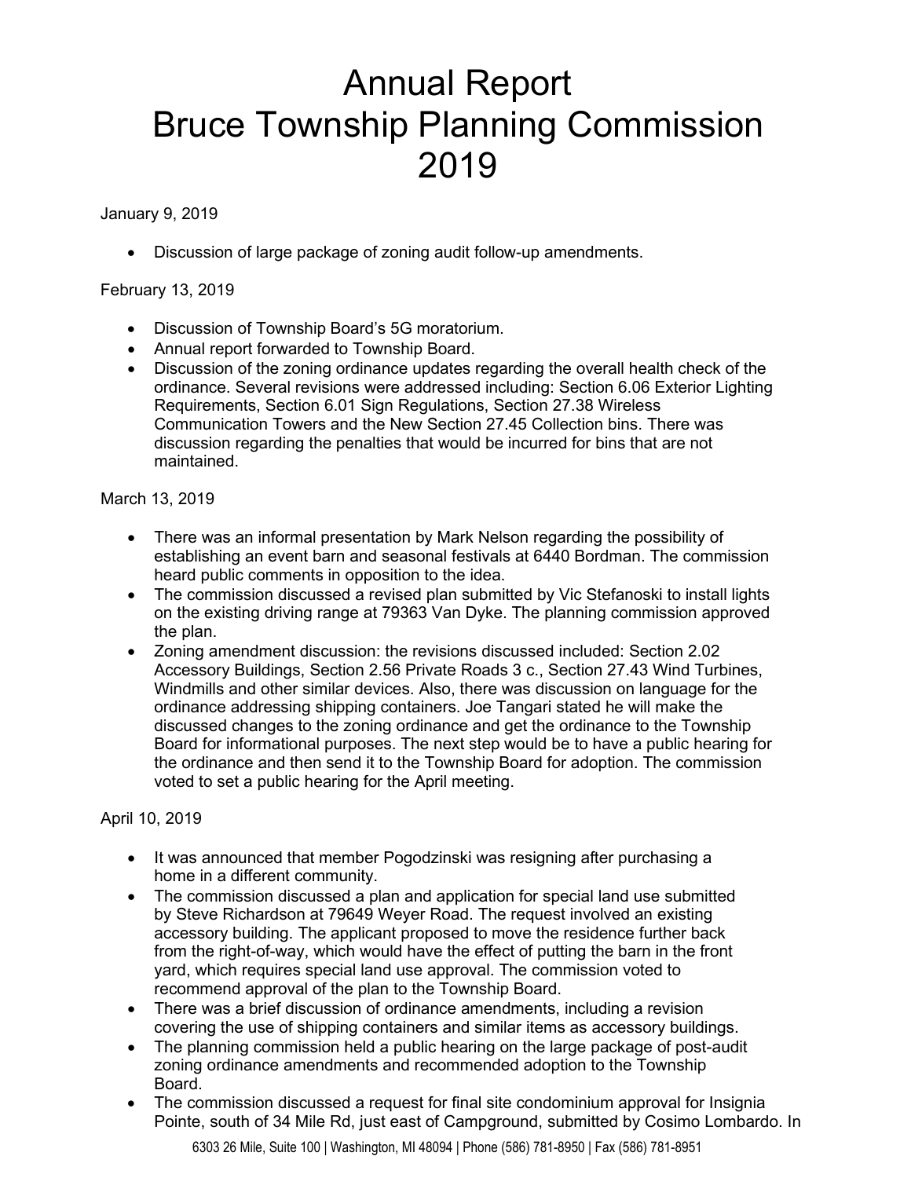# Annual Report
# Bruce Township Planning Commission
# 2019

January 9, 2019

- Discussion of large package of zoning audit follow-up amendments.

February 13, 2019

- Discussion of Township Board's 5G moratorium.
- Annual report forwarded to Township Board.
- Discussion of the zoning ordinance updates regarding the overall health check of the ordinance. Several revisions were addressed including: Section 6.06 Exterior Lighting Requirements, Section 6.01 Sign Regulations, Section 27.38 Wireless Communication Towers and the New Section 27.45 Collection bins. There was discussion regarding the penalties that would be incurred for bins that are not maintained.

March 13, 2019

- There was an informal presentation by Mark Nelson regarding the possibility of establishing an event barn and seasonal festivals at 6440 Bordman. The commission heard public comments in opposition to the idea.
- The commission discussed a revised plan submitted by Vic Stefanoski to install lights on the existing driving range at 79363 Van Dyke. The planning commission approved the plan.
- Zoning amendment discussion: the revisions discussed included: Section 2.02 Accessory Buildings, Section 2.56 Private Roads 3 c., Section 27.43 Wind Turbines, Windmills and other similar devices. Also, there was discussion on language for the ordinance addressing shipping containers. Joe Tangari stated he will make the discussed changes to the zoning ordinance and get the ordinance to the Township Board for informational purposes. The next step would be to have a public hearing for the ordinance and then send it to the Township Board for adoption. The commission voted to set a public hearing for the April meeting.

April 10, 2019

- It was announced that member Pogodzinski was resigning after purchasing a home in a different community.
- The commission discussed a plan and application for special land use submitted by Steve Richardson at 79649 Weyer Road. The request involved an existing accessory building. The applicant proposed to move the residence further back from the right-of-way, which would have the effect of putting the barn in the front yard, which requires special land use approval. The commission voted to recommend approval of the plan to the Township Board.
- There was a brief discussion of ordinance amendments, including a revision covering the use of shipping containers and similar items as accessory buildings.
- The planning commission held a public hearing on the large package of post-audit zoning ordinance amendments and recommended adoption to the Township Board.
- The commission discussed a request for final site condominium approval for Insignia Pointe, south of 34 Mile Rd, just east of Campground, submitted by Cosimo Lombardo. In

6303 26 Mile, Suite 100 | Washington, MI 48094 | Phone (586) 781-8950 | Fax (586) 781-8951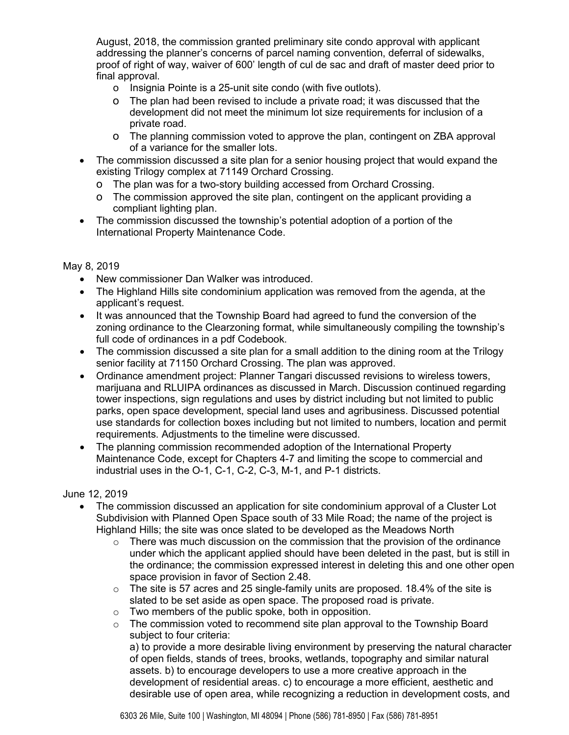August, 2018, the commission granted preliminary site condo approval with applicant addressing the planner's concerns of parcel naming convention, deferral of sidewalks, proof of right of way, waiver of 600' length of cul de sac and draft of master deed prior to final approval.

  - Insignia Pointe is a 25-unit site condo (with five outlots).
  - The plan had been revised to include a private road; it was discussed that the development did not meet the minimum lot size requirements for inclusion of a private road.
  - The planning commission voted to approve the plan, contingent on ZBA approval of a variance for the smaller lots.

- The commission discussed a site plan for a senior housing project that would expand the existing Trilogy complex at 71149 Orchard Crossing.
  - The plan was for a two-story building accessed from Orchard Crossing.
  - The commission approved the site plan, contingent on the applicant providing a compliant lighting plan.
- The commission discussed the township's potential adoption of a portion of the International Property Maintenance Code.

May 8, 2019

- New commissioner Dan Walker was introduced.
- The Highland Hills site condominium application was removed from the agenda, at the applicant's request.
- It was announced that the Township Board had agreed to fund the conversion of the zoning ordinance to the Clearzoning format, while simultaneously compiling the township's full code of ordinances in a pdf Codebook.
- The commission discussed a site plan for a small addition to the dining room at the Trilogy senior facility at 71150 Orchard Crossing. The plan was approved.
- Ordinance amendment project: Planner Tangari discussed revisions to wireless towers, marijuana and RLUIPA ordinances as discussed in March. Discussion continued regarding tower inspections, sign regulations and uses by district including but not limited to public parks, open space development, special land uses and agribusiness. Discussed potential use standards for collection boxes including but not limited to numbers, location and permit requirements. Adjustments to the timeline were discussed.
- The planning commission recommended adoption of the International Property Maintenance Code, except for Chapters 4-7 and limiting the scope to commercial and industrial uses in the O-1, C-1, C-2, C-3, M-1, and P-1 districts.

June 12, 2019

- The commission discussed an application for site condominium approval of a Cluster Lot Subdivision with Planned Open Space south of 33 Mile Road; the name of the project is Highland Hills; the site was once slated to be developed as the Meadows North
  - There was much discussion on the commission that the provision of the ordinance under which the applicant applied should have been deleted in the past, but is still in the ordinance; the commission expressed interest in deleting this and one other open space provision in favor of Section 2.48.
  - The site is 57 acres and 25 single-family units are proposed. 18.4% of the site is slated to be set aside as open space. The proposed road is private.
  - Two members of the public spoke, both in opposition.
  - The commission voted to recommend site plan approval to the Township Board subject to four criteria:
    a) to provide a more desirable living environment by preserving the natural character of open fields, stands of trees, brooks, wetlands, topography and similar natural assets. b) to encourage developers to use a more creative approach in the development of residential areas. c) to encourage a more efficient, aesthetic and desirable use of open area, while recognizing a reduction in development costs, and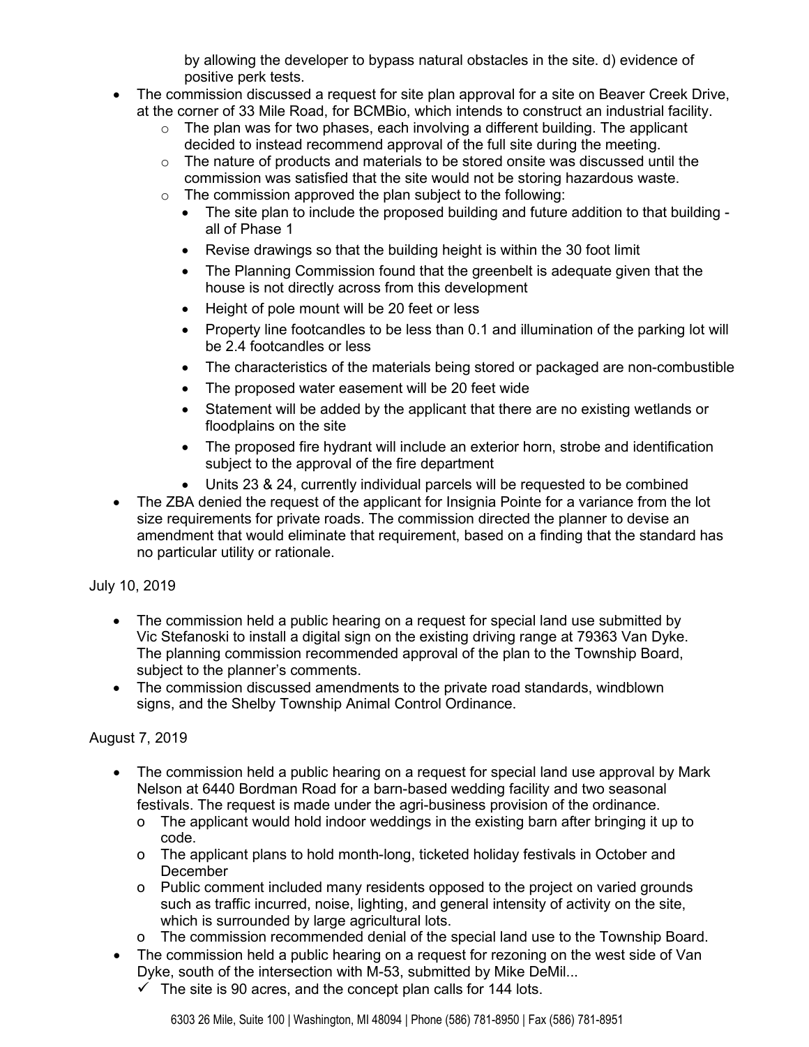by allowing the developer to bypass natural obstacles in the site. d) evidence of positive perk tests.

- The commission discussed a request for site plan approval for a site on Beaver Creek Drive, at the corner of 33 Mile Road, for BCMBio, which intends to construct an industrial facility.
  - The plan was for two phases, each involving a different building. The applicant decided to instead recommend approval of the full site during the meeting.
  - The nature of products and materials to be stored onsite was discussed until the commission was satisfied that the site would not be storing hazardous waste.
  - The commission approved the plan subject to the following:
    - The site plan to include the proposed building and future addition to that building - all of Phase 1
    - Revise drawings so that the building height is within the 30 foot limit
    - The Planning Commission found that the greenbelt is adequate given that the house is not directly across from this development
    - Height of pole mount will be 20 feet or less
    - Property line footcandles to be less than 0.1 and illumination of the parking lot will be 2.4 footcandles or less
    - The characteristics of the materials being stored or packaged are non-combustible
    - The proposed water easement will be 20 feet wide
    - Statement will be added by the applicant that there are no existing wetlands or floodplains on the site
    - The proposed fire hydrant will include an exterior horn, strobe and identification subject to the approval of the fire department
    - Units 23 & 24, currently individual parcels will be requested to be combined
- The ZBA denied the request of the applicant for Insignia Pointe for a variance from the lot size requirements for private roads. The commission directed the planner to devise an amendment that would eliminate that requirement, based on a finding that the standard has no particular utility or rationale.

July 10, 2019

- The commission held a public hearing on a request for special land use submitted by Vic Stefanoski to install a digital sign on the existing driving range at 79363 Van Dyke. The planning commission recommended approval of the plan to the Township Board, subject to the planner's comments.
- The commission discussed amendments to the private road standards, windblown signs, and the Shelby Township Animal Control Ordinance.

August 7, 2019

- The commission held a public hearing on a request for special land use approval by Mark Nelson at 6440 Bordman Road for a barn-based wedding facility and two seasonal festivals. The request is made under the agri-business provision of the ordinance.
  - The applicant would hold indoor weddings in the existing barn after bringing it up to code.
  - The applicant plans to hold month-long, ticketed holiday festivals in October and December
  - Public comment included many residents opposed to the project on varied grounds such as traffic incurred, noise, lighting, and general intensity of activity on the site, which is surrounded by large agricultural lots.
  - The commission recommended denial of the special land use to the Township Board.
- The commission held a public hearing on a request for rezoning on the west side of Van Dyke, south of the intersection with M-53, submitted by Mike DeMil...
  - ✓ The site is 90 acres, and the concept plan calls for 144 lots.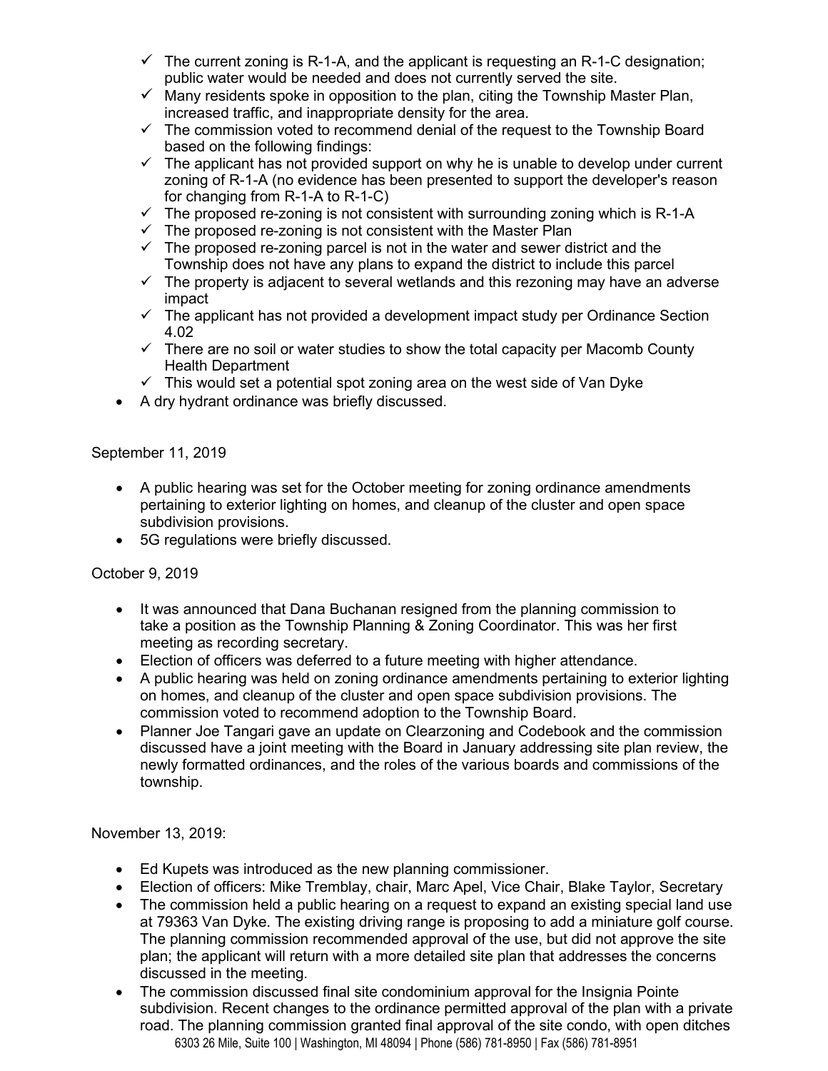- ✓ The current zoning is R-1-A, and the applicant is requesting an R-1-C designation; public water would be needed and does not currently served the site.
- ✓ Many residents spoke in opposition to the plan, citing the Township Master Plan, increased traffic, and inappropriate density for the area.
- ✓ The commission voted to recommend denial of the request to the Township Board based on the following findings:
- ✓ The applicant has not provided support on why he is unable to develop under current zoning of R-1-A (no evidence has been presented to support the developer's reason for changing from R-1-A to R-1-C)
- ✓ The proposed re-zoning is not consistent with surrounding zoning which is R-1-A
- ✓ The proposed re-zoning is not consistent with the Master Plan
- ✓ The proposed re-zoning parcel is not in the water and sewer district and the Township does not have any plans to expand the district to include this parcel
- ✓ The property is adjacent to several wetlands and this rezoning may have an adverse impact
- ✓ The applicant has not provided a development impact study per Ordinance Section 4.02
- ✓ There are no soil or water studies to show the total capacity per Macomb County Health Department
- ✓ This would set a potential spot zoning area on the west side of Van Dyke

- A dry hydrant ordinance was briefly discussed.

September 11, 2019

- A public hearing was set for the October meeting for zoning ordinance amendments pertaining to exterior lighting on homes, and cleanup of the cluster and open space subdivision provisions.
- 5G regulations were briefly discussed.

October 9, 2019

- It was announced that Dana Buchanan resigned from the planning commission to take a position as the Township Planning & Zoning Coordinator. This was her first meeting as recording secretary.
- Election of officers was deferred to a future meeting with higher attendance.
- A public hearing was held on zoning ordinance amendments pertaining to exterior lighting on homes, and cleanup of the cluster and open space subdivision provisions. The commission voted to recommend adoption to the Township Board.
- Planner Joe Tangari gave an update on Clearzoning and Codebook and the commission discussed have a joint meeting with the Board in January addressing site plan review, the newly formatted ordinances, and the roles of the various boards and commissions of the township.

November 13, 2019:

- Ed Kupets was introduced as the new planning commissioner.
- Election of officers: Mike Tremblay, chair, Marc Apel, Vice Chair, Blake Taylor, Secretary
- The commission held a public hearing on a request to expand an existing special land use at 79363 Van Dyke. The existing driving range is proposing to add a miniature golf course. The planning commission recommended approval of the use, but did not approve the site plan; the applicant will return with a more detailed site plan that addresses the concerns discussed in the meeting.
- The commission discussed final site condominium approval for the Insignia Pointe subdivision. Recent changes to the ordinance permitted approval of the plan with a private road. The planning commission granted final approval of the site condo, with open ditches

6303 26 Mile, Suite 100 | Washington, MI 48094 | Phone (586) 781-8950 | Fax (586) 781-8951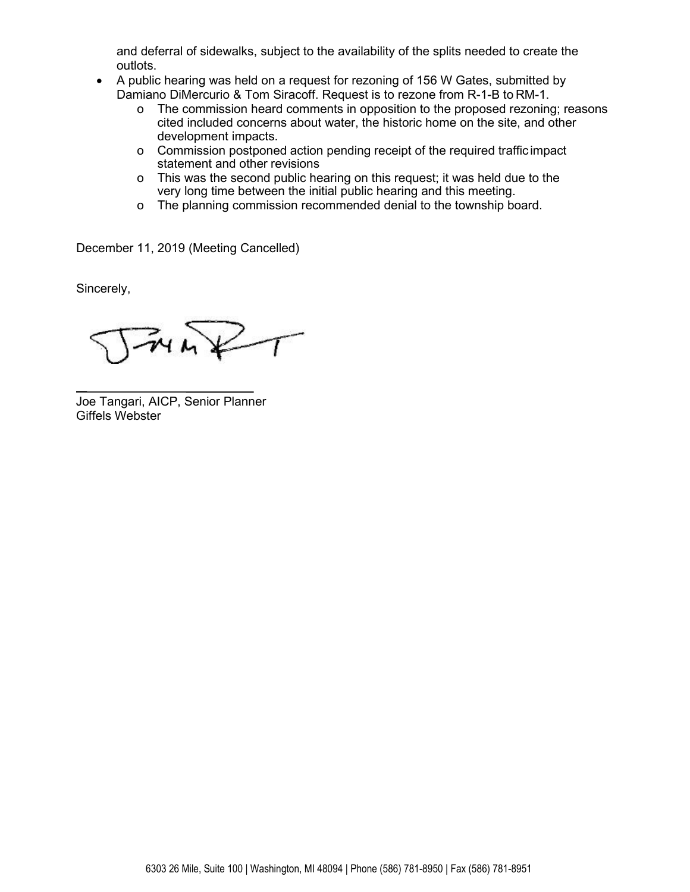and deferral of sidewalks, subject to the availability of the splits needed to create the outlots.

- A public hearing was held on a request for rezoning of 156 W Gates, submitted by Damiano DiMercurio & Tom Siracoff. Request is to rezone from R-1-B to RM-1.
  - The commission heard comments in opposition to the proposed rezoning; reasons cited included concerns about water, the historic home on the site, and other development impacts.
  - Commission postponed action pending receipt of the required traffic impact statement and other revisions
  - This was the second public hearing on this request; it was held due to the very long time between the initial public hearing and this meeting.
  - The planning commission recommended denial to the township board.

December 11, 2019 (Meeting Cancelled)

Sincerely,

Joe Tangari, AICP, Senior Planner
Giffels Webster

6303 26 Mile, Suite 100 | Washington, MI 48094 | Phone (586) 781-8950 | Fax (586) 781-8951